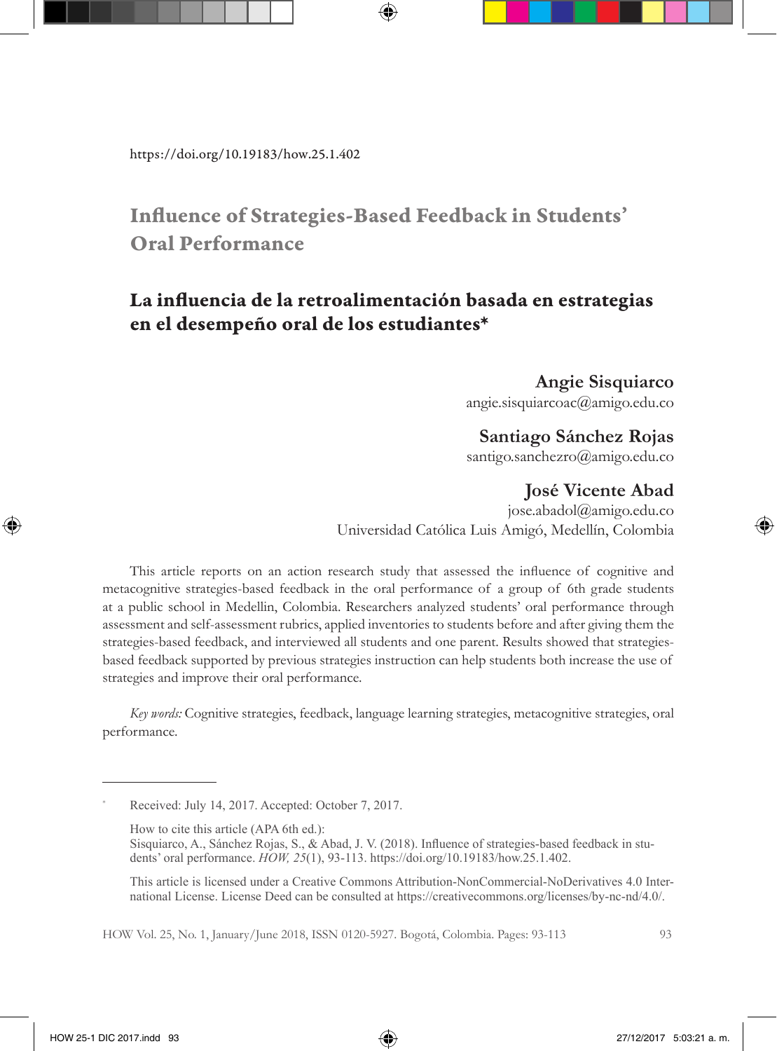https://doi.org/10.19183/how.25.1.402

# Influence of Strategies-Based Feedback in Students' Oral Performance

## La influencia de la retroalimentación basada en estrategias en el desempeño oral de los estudiantes*

**Angie Sisquiarco**
angie.sisquiarcoac@amigo.edu.co

**Santiago Sánchez Rojas**
santigo.sanchezro@amigo.edu.co

**José Vicente Abad**
jose.abadol@amigo.edu.co
Universidad Católica Luis Amigó, Medellín, Colombia

This article reports on an action research study that assessed the influence of cognitive and metacognitive strategies-based feedback in the oral performance of a group of 6th grade students at a public school in Medellin, Colombia. Researchers analyzed students' oral performance through assessment and self-assessment rubrics, applied inventories to students before and after giving them the strategies-based feedback, and interviewed all students and one parent. Results showed that strategies-based feedback supported by previous strategies instruction can help students both increase the use of strategies and improve their oral performance.

*Key words:* Cognitive strategies, feedback, language learning strategies, metacognitive strategies, oral performance.

---

* Received: July 14, 2017. Accepted: October 7, 2017.

How to cite this article (APA 6th ed.):
Sisquiarco, A., Sánchez Rojas, S., & Abad, J. V. (2018). Influence of strategies-based feedback in students' oral performance. *HOW, 25*(1), 93-113. https://doi.org/10.19183/how.25.1.402.

This article is licensed under a Creative Commons Attribution-NonCommercial-NoDerivatives 4.0 International License. License Deed can be consulted at https://creativecommons.org/licenses/by-nc-nd/4.0/.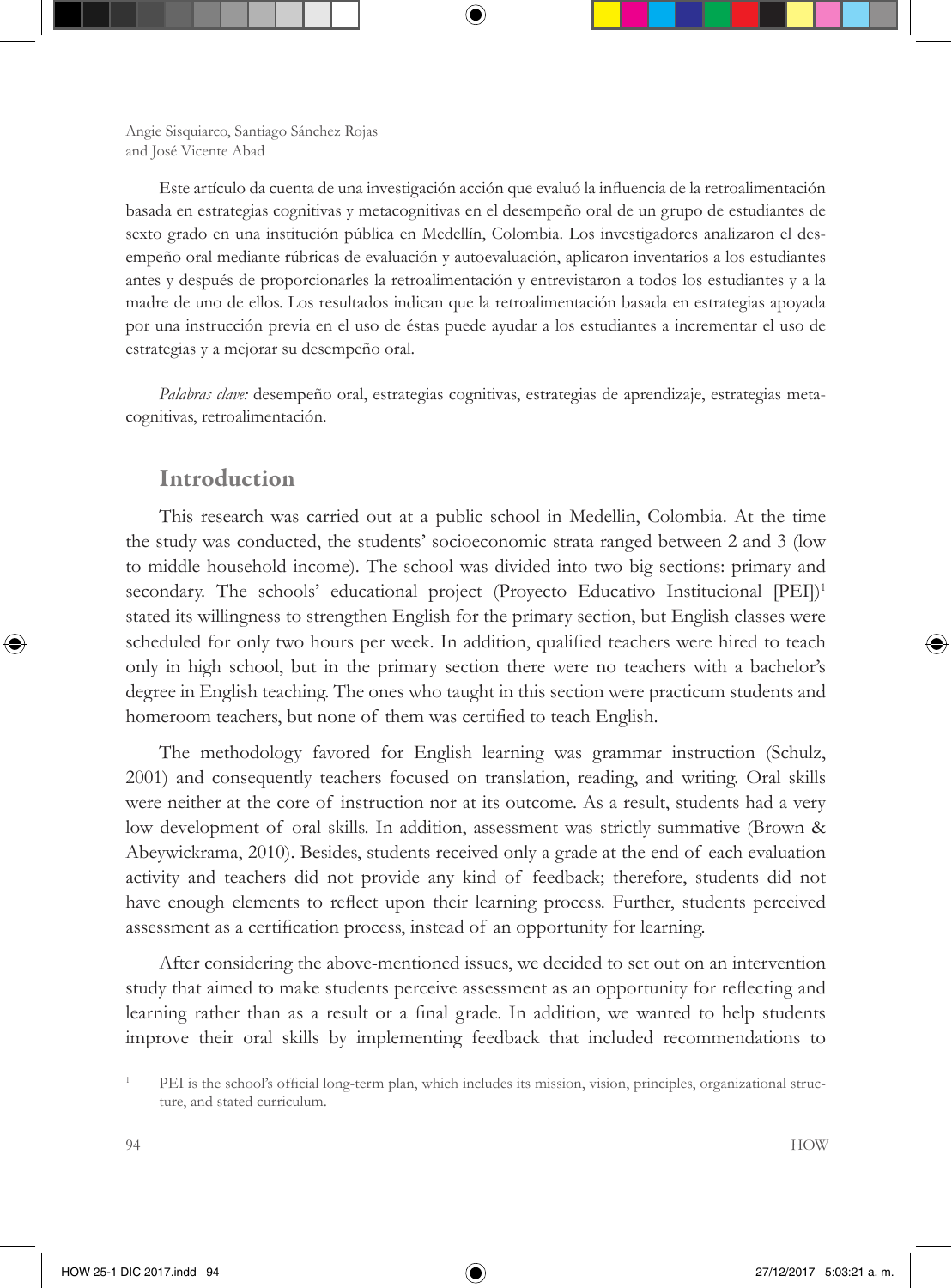Este artículo da cuenta de una investigación acción que evaluó la influencia de la retroalimentación basada en estrategias cognitivas y metacognitivas en el desempeño oral de un grupo de estudiantes de sexto grado en una institución pública en Medellín, Colombia. Los investigadores analizaron el desempeño oral mediante rúbricas de evaluación y autoevaluación, aplicaron inventarios a los estudiantes antes y después de proporcionarles la retroalimentación y entrevistaron a todos los estudiantes y a la madre de uno de ellos. Los resultados indican que la retroalimentación basada en estrategias apoyada por una instrucción previa en el uso de éstas puede ayudar a los estudiantes a incrementar el uso de estrategias y a mejorar su desempeño oral.

*Palabras clave:* desempeño oral, estrategias cognitivas, estrategias de aprendizaje, estrategias metacognitivas, retroalimentación.

## Introduction

This research was carried out at a public school in Medellin, Colombia. At the time the study was conducted, the students' socioeconomic strata ranged between 2 and 3 (low to middle household income). The school was divided into two big sections: primary and secondary. The schools' educational project (Proyecto Educativo Institucional [PEI])[1] stated its willingness to strengthen English for the primary section, but English classes were scheduled for only two hours per week. In addition, qualified teachers were hired to teach only in high school, but in the primary section there were no teachers with a bachelor's degree in English teaching. The ones who taught in this section were practicum students and homeroom teachers, but none of them was certified to teach English.

The methodology favored for English learning was grammar instruction (Schulz, 2001) and consequently teachers focused on translation, reading, and writing. Oral skills were neither at the core of instruction nor at its outcome. As a result, students had a very low development of oral skills. In addition, assessment was strictly summative (Brown & Abeywickrama, 2010). Besides, students received only a grade at the end of each evaluation activity and teachers did not provide any kind of feedback; therefore, students did not have enough elements to reflect upon their learning process. Further, students perceived assessment as a certification process, instead of an opportunity for learning.

After considering the above-mentioned issues, we decided to set out on an intervention study that aimed to make students perceive assessment as an opportunity for reflecting and learning rather than as a result or a final grade. In addition, we wanted to help students improve their oral skills by implementing feedback that included recommendations to

[1] PEI is the school's official long-term plan, which includes its mission, vision, principles, organizational structure, and stated curriculum.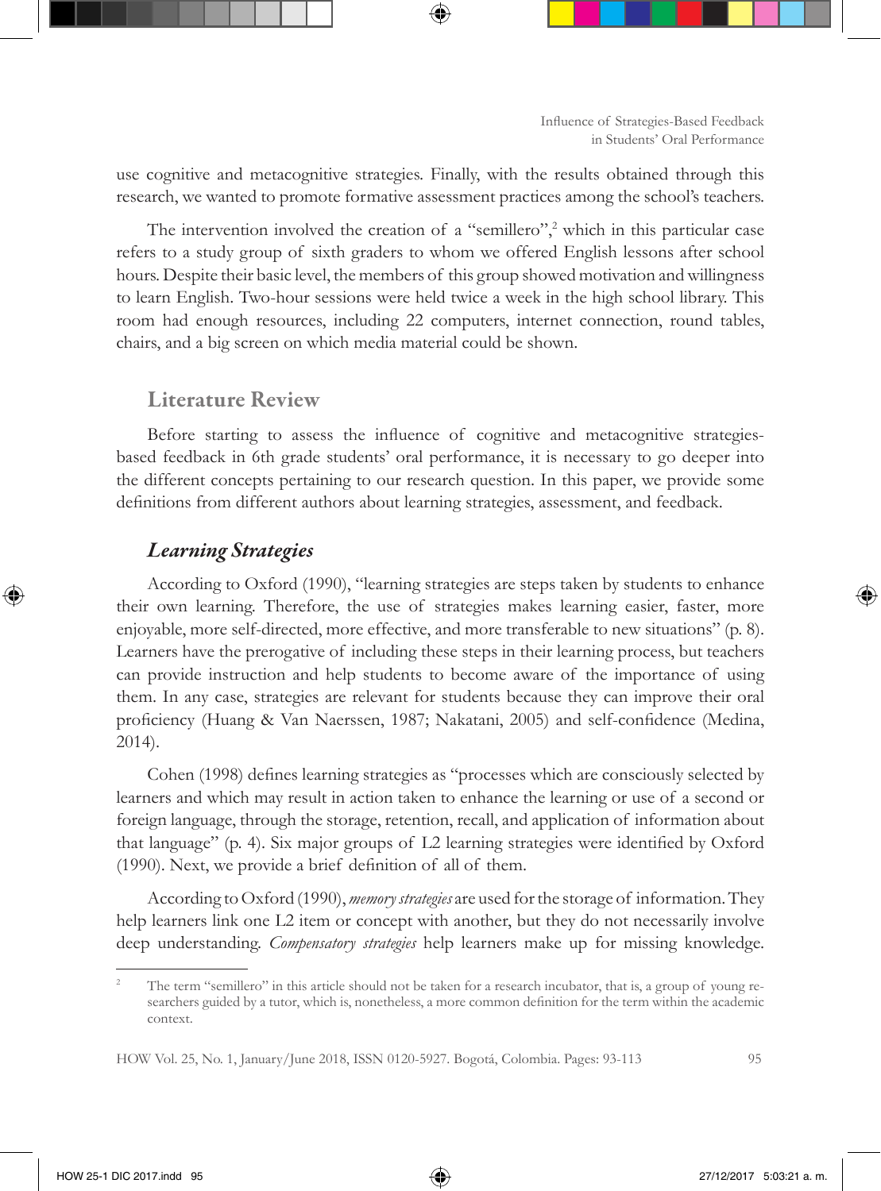use cognitive and metacognitive strategies. Finally, with the results obtained through this research, we wanted to promote formative assessment practices among the school's teachers.

The intervention involved the creation of a "semillero",[2] which in this particular case refers to a study group of sixth graders to whom we offered English lessons after school hours. Despite their basic level, the members of this group showed motivation and willingness to learn English. Two-hour sessions were held twice a week in the high school library. This room had enough resources, including 22 computers, internet connection, round tables, chairs, and a big screen on which media material could be shown.

## Literature Review

Before starting to assess the influence of cognitive and metacognitive strategies-based feedback in 6th grade students' oral performance, it is necessary to go deeper into the different concepts pertaining to our research question. In this paper, we provide some definitions from different authors about learning strategies, assessment, and feedback.

### *Learning Strategies*

According to Oxford (1990), "learning strategies are steps taken by students to enhance their own learning. Therefore, the use of strategies makes learning easier, faster, more enjoyable, more self-directed, more effective, and more transferable to new situations" (p. 8). Learners have the prerogative of including these steps in their learning process, but teachers can provide instruction and help students to become aware of the importance of using them. In any case, strategies are relevant for students because they can improve their oral proficiency (Huang & Van Naerssen, 1987; Nakatani, 2005) and self-confidence (Medina, 2014).

Cohen (1998) defines learning strategies as "processes which are consciously selected by learners and which may result in action taken to enhance the learning or use of a second or foreign language, through the storage, retention, recall, and application of information about that language" (p. 4). Six major groups of L2 learning strategies were identified by Oxford (1990). Next, we provide a brief definition of all of them.

According to Oxford (1990), *memory strategies* are used for the storage of information. They help learners link one L2 item or concept with another, but they do not necessarily involve deep understanding. *Compensatory strategies* help learners make up for missing knowledge.

[2] The term "semillero" in this article should not be taken for a research incubator, that is, a group of young researchers guided by a tutor, which is, nonetheless, a more common definition for the term within the academic context.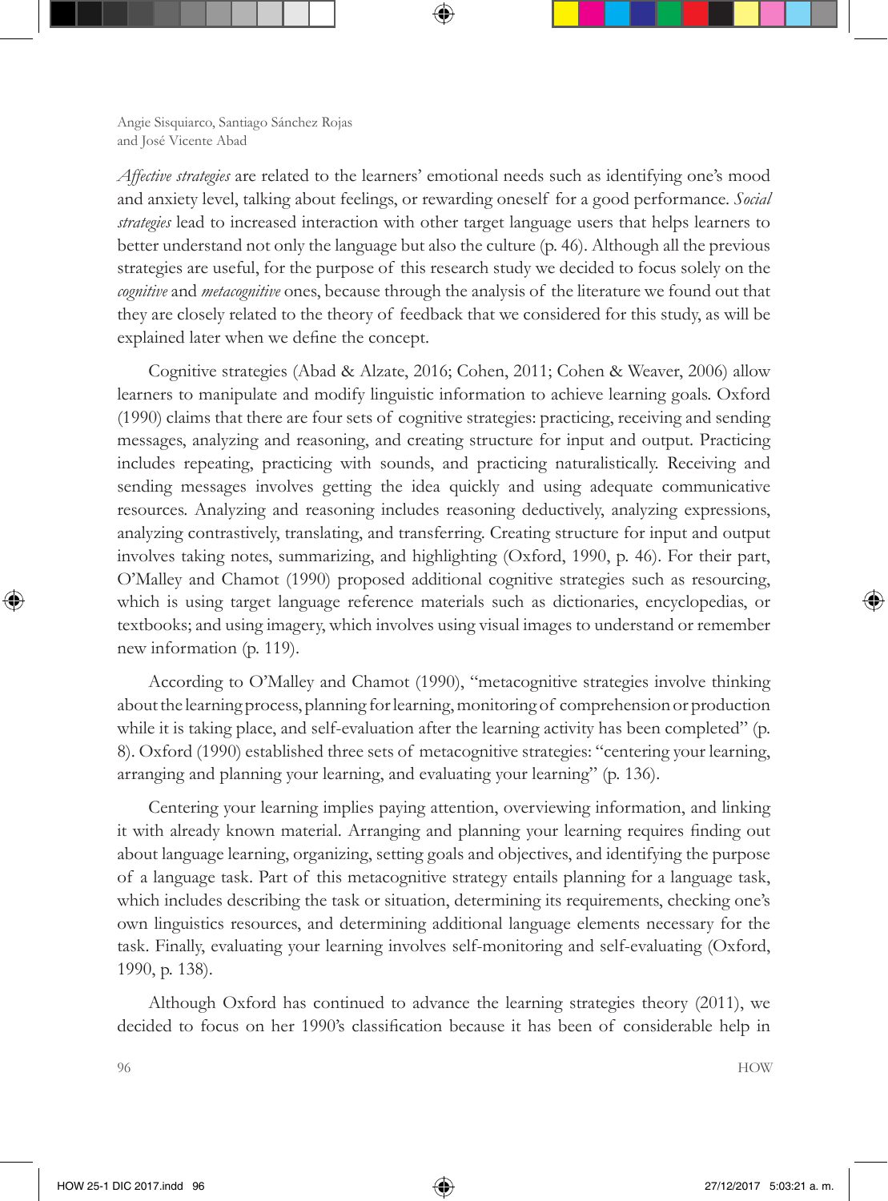*Affective strategies* are related to the learners' emotional needs such as identifying one's mood and anxiety level, talking about feelings, or rewarding oneself for a good performance. *Social strategies* lead to increased interaction with other target language users that helps learners to better understand not only the language but also the culture (p. 46). Although all the previous strategies are useful, for the purpose of this research study we decided to focus solely on the *cognitive* and *metacognitive* ones, because through the analysis of the literature we found out that they are closely related to the theory of feedback that we considered for this study, as will be explained later when we define the concept.

Cognitive strategies (Abad & Alzate, 2016; Cohen, 2011; Cohen & Weaver, 2006) allow learners to manipulate and modify linguistic information to achieve learning goals. Oxford (1990) claims that there are four sets of cognitive strategies: practicing, receiving and sending messages, analyzing and reasoning, and creating structure for input and output. Practicing includes repeating, practicing with sounds, and practicing naturalistically. Receiving and sending messages involves getting the idea quickly and using adequate communicative resources. Analyzing and reasoning includes reasoning deductively, analyzing expressions, analyzing contrastively, translating, and transferring. Creating structure for input and output involves taking notes, summarizing, and highlighting (Oxford, 1990, p. 46). For their part, O'Malley and Chamot (1990) proposed additional cognitive strategies such as resourcing, which is using target language reference materials such as dictionaries, encyclopedias, or textbooks; and using imagery, which involves using visual images to understand or remember new information (p. 119).

According to O'Malley and Chamot (1990), "metacognitive strategies involve thinking about the learning process, planning for learning, monitoring of comprehension or production while it is taking place, and self-evaluation after the learning activity has been completed" (p. 8). Oxford (1990) established three sets of metacognitive strategies: "centering your learning, arranging and planning your learning, and evaluating your learning" (p. 136).

Centering your learning implies paying attention, overviewing information, and linking it with already known material. Arranging and planning your learning requires finding out about language learning, organizing, setting goals and objectives, and identifying the purpose of a language task. Part of this metacognitive strategy entails planning for a language task, which includes describing the task or situation, determining its requirements, checking one's own linguistics resources, and determining additional language elements necessary for the task. Finally, evaluating your learning involves self-monitoring and self-evaluating (Oxford, 1990, p. 138).

Although Oxford has continued to advance the learning strategies theory (2011), we decided to focus on her 1990's classification because it has been of considerable help in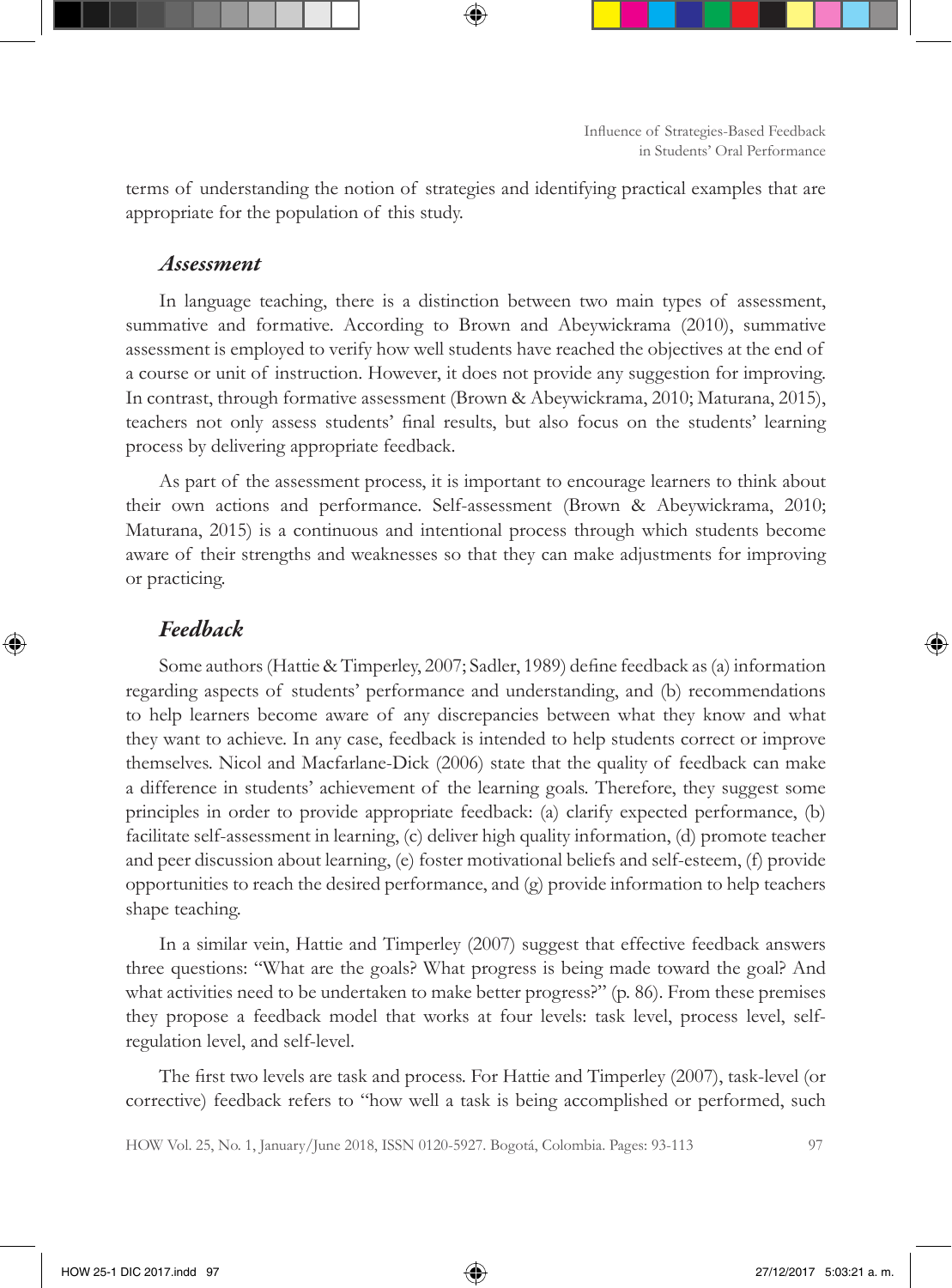terms of understanding the notion of strategies and identifying practical examples that are appropriate for the population of this study.

### *Assessment*

In language teaching, there is a distinction between two main types of assessment, summative and formative. According to Brown and Abeywickrama (2010), summative assessment is employed to verify how well students have reached the objectives at the end of a course or unit of instruction. However, it does not provide any suggestion for improving. In contrast, through formative assessment (Brown & Abeywickrama, 2010; Maturana, 2015), teachers not only assess students' final results, but also focus on the students' learning process by delivering appropriate feedback.

As part of the assessment process, it is important to encourage learners to think about their own actions and performance. Self-assessment (Brown & Abeywickrama, 2010; Maturana, 2015) is a continuous and intentional process through which students become aware of their strengths and weaknesses so that they can make adjustments for improving or practicing.

### *Feedback*

Some authors (Hattie & Timperley, 2007; Sadler, 1989) define feedback as (a) information regarding aspects of students' performance and understanding, and (b) recommendations to help learners become aware of any discrepancies between what they know and what they want to achieve. In any case, feedback is intended to help students correct or improve themselves. Nicol and Macfarlane-Dick (2006) state that the quality of feedback can make a difference in students' achievement of the learning goals. Therefore, they suggest some principles in order to provide appropriate feedback: (a) clarify expected performance, (b) facilitate self-assessment in learning, (c) deliver high quality information, (d) promote teacher and peer discussion about learning, (e) foster motivational beliefs and self-esteem, (f) provide opportunities to reach the desired performance, and (g) provide information to help teachers shape teaching.

In a similar vein, Hattie and Timperley (2007) suggest that effective feedback answers three questions: "What are the goals? What progress is being made toward the goal? And what activities need to be undertaken to make better progress?" (p. 86). From these premises they propose a feedback model that works at four levels: task level, process level, self-regulation level, and self-level.

The first two levels are task and process. For Hattie and Timperley (2007), task-level (or corrective) feedback refers to "how well a task is being accomplished or performed, such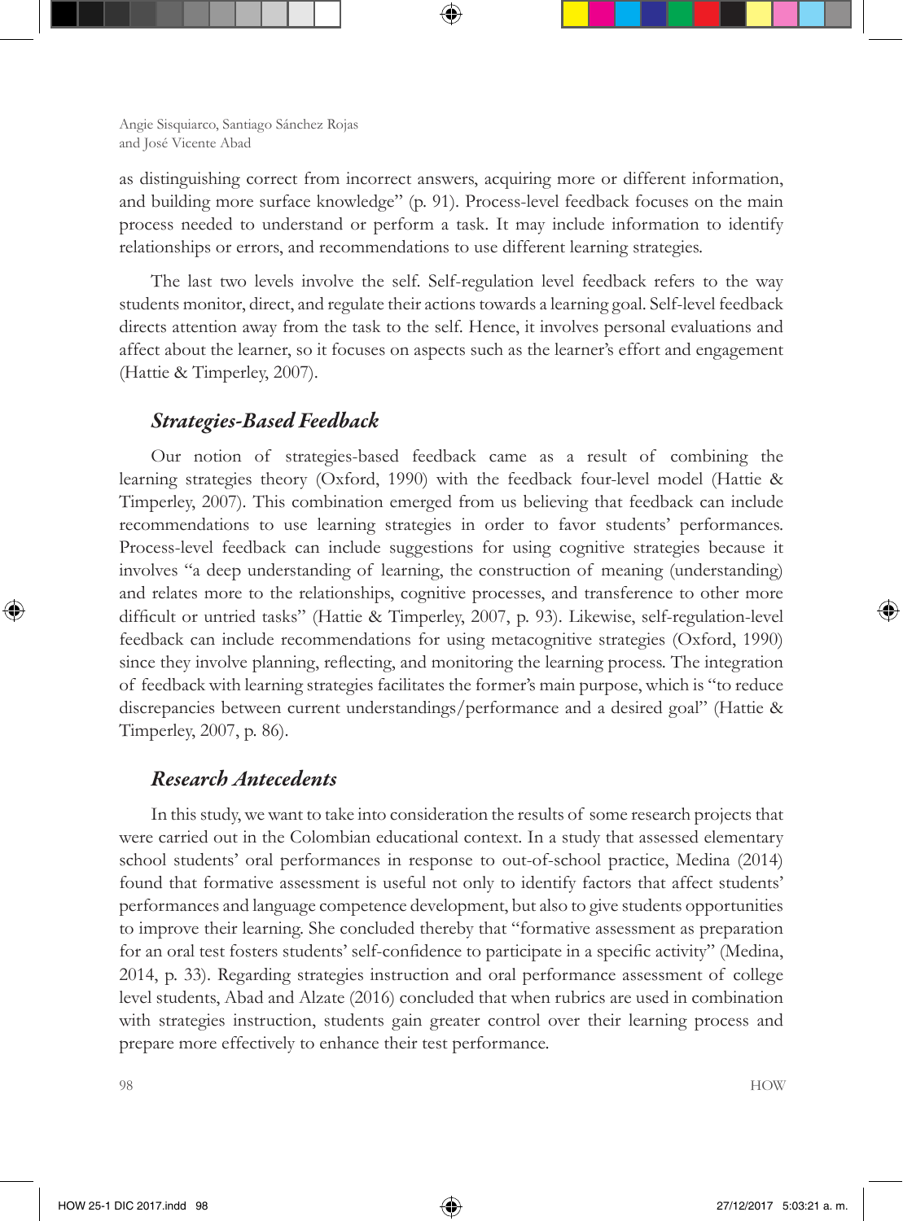as distinguishing correct from incorrect answers, acquiring more or different information, and building more surface knowledge" (p. 91). Process-level feedback focuses on the main process needed to understand or perform a task. It may include information to identify relationships or errors, and recommendations to use different learning strategies.

The last two levels involve the self. Self-regulation level feedback refers to the way students monitor, direct, and regulate their actions towards a learning goal. Self-level feedback directs attention away from the task to the self. Hence, it involves personal evaluations and affect about the learner, so it focuses on aspects such as the learner's effort and engagement (Hattie & Timperley, 2007).

### *Strategies-Based Feedback*

Our notion of strategies-based feedback came as a result of combining the learning strategies theory (Oxford, 1990) with the feedback four-level model (Hattie & Timperley, 2007). This combination emerged from us believing that feedback can include recommendations to use learning strategies in order to favor students' performances. Process-level feedback can include suggestions for using cognitive strategies because it involves "a deep understanding of learning, the construction of meaning (understanding) and relates more to the relationships, cognitive processes, and transference to other more difficult or untried tasks" (Hattie & Timperley, 2007, p. 93). Likewise, self-regulation-level feedback can include recommendations for using metacognitive strategies (Oxford, 1990) since they involve planning, reflecting, and monitoring the learning process. The integration of feedback with learning strategies facilitates the former's main purpose, which is "to reduce discrepancies between current understandings/performance and a desired goal" (Hattie & Timperley, 2007, p. 86).

### *Research Antecedents*

In this study, we want to take into consideration the results of some research projects that were carried out in the Colombian educational context. In a study that assessed elementary school students' oral performances in response to out-of-school practice, Medina (2014) found that formative assessment is useful not only to identify factors that affect students' performances and language competence development, but also to give students opportunities to improve their learning. She concluded thereby that "formative assessment as preparation for an oral test fosters students' self-confidence to participate in a specific activity" (Medina, 2014, p. 33). Regarding strategies instruction and oral performance assessment of college level students, Abad and Alzate (2016) concluded that when rubrics are used in combination with strategies instruction, students gain greater control over their learning process and prepare more effectively to enhance their test performance.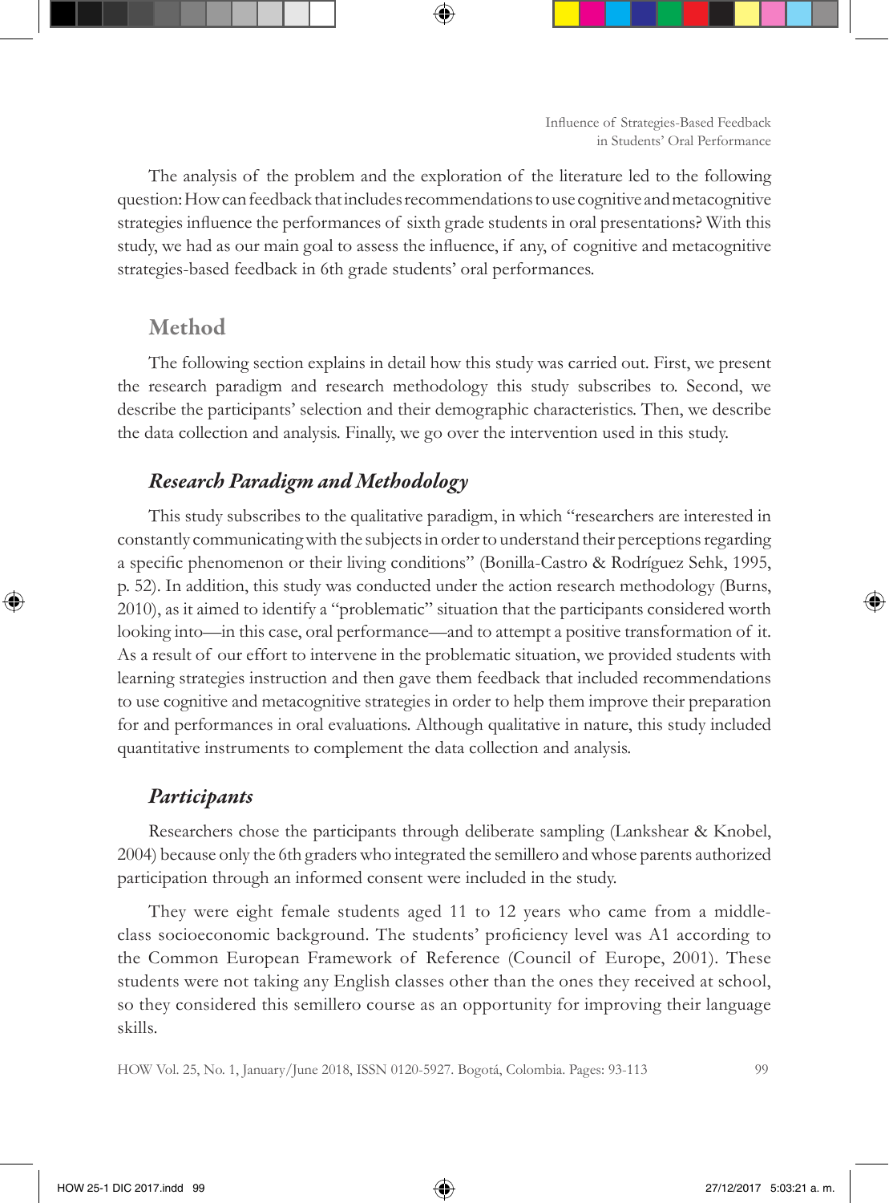The analysis of the problem and the exploration of the literature led to the following question: How can feedback that includes recommendations to use cognitive and metacognitive strategies influence the performances of sixth grade students in oral presentations? With this study, we had as our main goal to assess the influence, if any, of cognitive and metacognitive strategies-based feedback in 6th grade students' oral performances.

## Method

The following section explains in detail how this study was carried out. First, we present the research paradigm and research methodology this study subscribes to. Second, we describe the participants' selection and their demographic characteristics. Then, we describe the data collection and analysis. Finally, we go over the intervention used in this study.

### *Research Paradigm and Methodology*

This study subscribes to the qualitative paradigm, in which "researchers are interested in constantly communicating with the subjects in order to understand their perceptions regarding a specific phenomenon or their living conditions" (Bonilla-Castro & Rodríguez Sehk, 1995, p. 52). In addition, this study was conducted under the action research methodology (Burns, 2010), as it aimed to identify a "problematic" situation that the participants considered worth looking into—in this case, oral performance—and to attempt a positive transformation of it. As a result of our effort to intervene in the problematic situation, we provided students with learning strategies instruction and then gave them feedback that included recommendations to use cognitive and metacognitive strategies in order to help them improve their preparation for and performances in oral evaluations. Although qualitative in nature, this study included quantitative instruments to complement the data collection and analysis.

### *Participants*

Researchers chose the participants through deliberate sampling (Lankshear & Knobel, 2004) because only the 6th graders who integrated the semillero and whose parents authorized participation through an informed consent were included in the study.

They were eight female students aged 11 to 12 years who came from a middle-class socioeconomic background. The students' proficiency level was A1 according to the Common European Framework of Reference (Council of Europe, 2001). These students were not taking any English classes other than the ones they received at school, so they considered this semillero course as an opportunity for improving their language skills.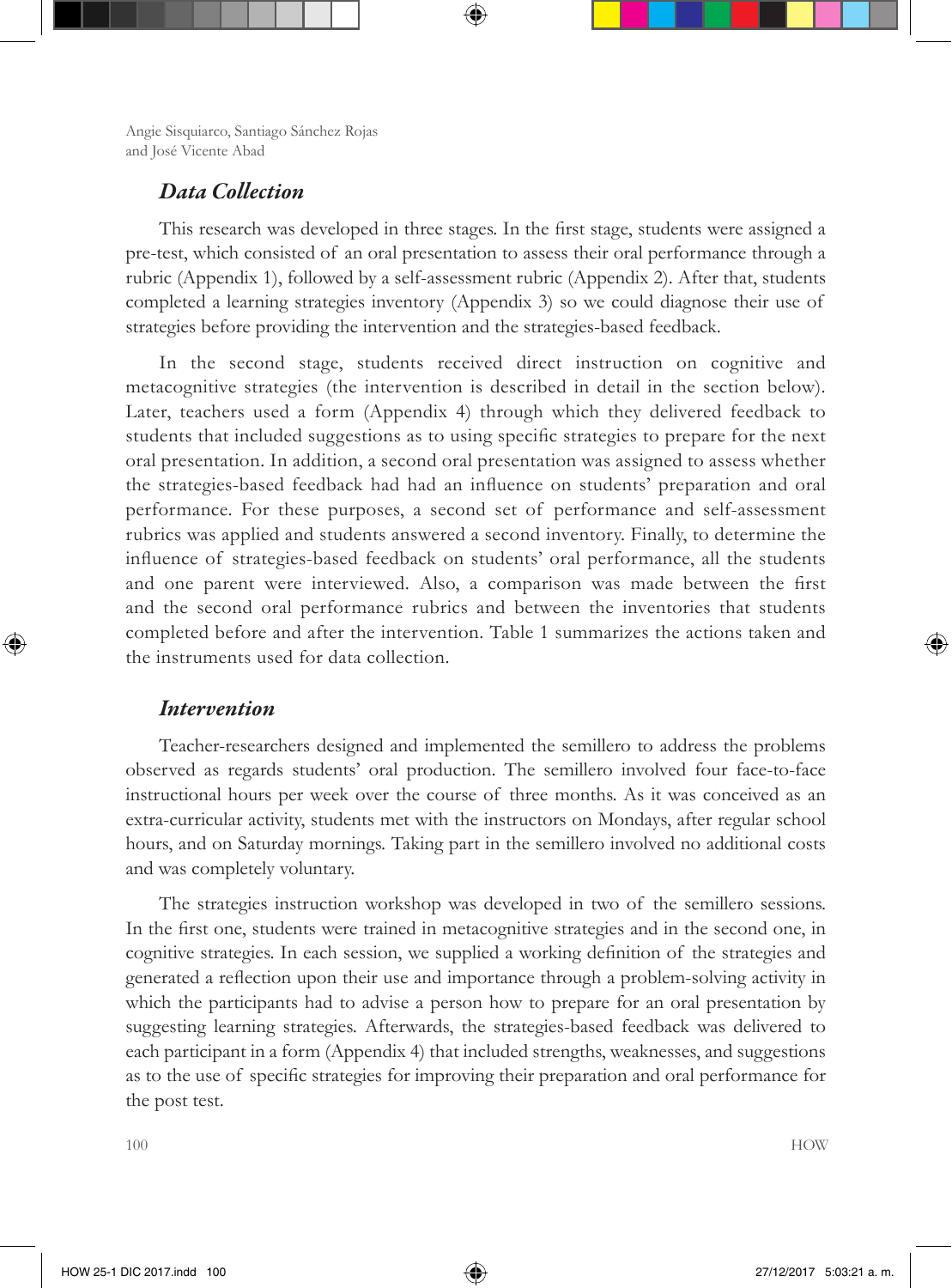### *Data Collection*

This research was developed in three stages. In the first stage, students were assigned a pre-test, which consisted of an oral presentation to assess their oral performance through a rubric (Appendix 1), followed by a self-assessment rubric (Appendix 2). After that, students completed a learning strategies inventory (Appendix 3) so we could diagnose their use of strategies before providing the intervention and the strategies-based feedback.

In the second stage, students received direct instruction on cognitive and metacognitive strategies (the intervention is described in detail in the section below). Later, teachers used a form (Appendix 4) through which they delivered feedback to students that included suggestions as to using specific strategies to prepare for the next oral presentation. In addition, a second oral presentation was assigned to assess whether the strategies-based feedback had had an influence on students' preparation and oral performance. For these purposes, a second set of performance and self-assessment rubrics was applied and students answered a second inventory. Finally, to determine the influence of strategies-based feedback on students' oral performance, all the students and one parent were interviewed. Also, a comparison was made between the first and the second oral performance rubrics and between the inventories that students completed before and after the intervention. Table 1 summarizes the actions taken and the instruments used for data collection.

### *Intervention*

Teacher-researchers designed and implemented the semillero to address the problems observed as regards students' oral production. The semillero involved four face-to-face instructional hours per week over the course of three months. As it was conceived as an extra-curricular activity, students met with the instructors on Mondays, after regular school hours, and on Saturday mornings. Taking part in the semillero involved no additional costs and was completely voluntary.

The strategies instruction workshop was developed in two of the semillero sessions. In the first one, students were trained in metacognitive strategies and in the second one, in cognitive strategies. In each session, we supplied a working definition of the strategies and generated a reflection upon their use and importance through a problem-solving activity in which the participants had to advise a person how to prepare for an oral presentation by suggesting learning strategies. Afterwards, the strategies-based feedback was delivered to each participant in a form (Appendix 4) that included strengths, weaknesses, and suggestions as to the use of specific strategies for improving their preparation and oral performance for the post test.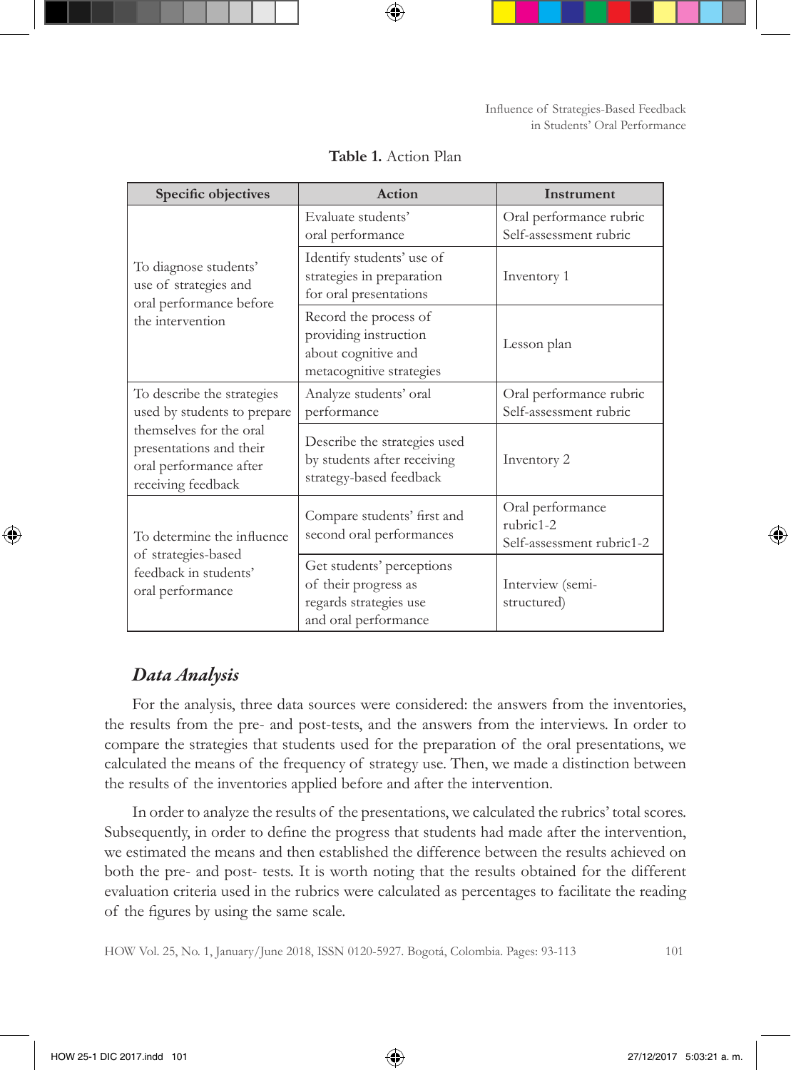**Table 1.** Action Plan

| Specific objectives | Action | Instrument |
|---|---|---|
| To diagnose students' use of strategies and oral performance before the intervention | Evaluate students' oral performance | Oral performance rubric Self-assessment rubric |
| | Identify students' use of strategies in preparation for oral presentations | Inventory 1 |
| | Record the process of providing instruction about cognitive and metacognitive strategies | Lesson plan |
| To describe the strategies used by students to prepare themselves for the oral presentations and their oral performance after receiving feedback | Analyze students' oral performance | Oral performance rubric Self-assessment rubric |
| | Describe the strategies used by students after receiving strategy-based feedback | Inventory 2 |
| To determine the influence of strategies-based feedback in students' oral performance | Compare students' first and second oral performances | Oral performance rubric1-2 Self-assessment rubric1-2 |
| | Get students' perceptions of their progress as regards strategies use and oral performance | Interview (semi-structured) |

## *Data Analysis*

For the analysis, three data sources were considered: the answers from the inventories, the results from the pre- and post-tests, and the answers from the interviews. In order to compare the strategies that students used for the preparation of the oral presentations, we calculated the means of the frequency of strategy use. Then, we made a distinction between the results of the inventories applied before and after the intervention.

In order to analyze the results of the presentations, we calculated the rubrics' total scores. Subsequently, in order to define the progress that students had made after the intervention, we estimated the means and then established the difference between the results achieved on both the pre- and post- tests. It is worth noting that the results obtained for the different evaluation criteria used in the rubrics were calculated as percentages to facilitate the reading of the figures by using the same scale.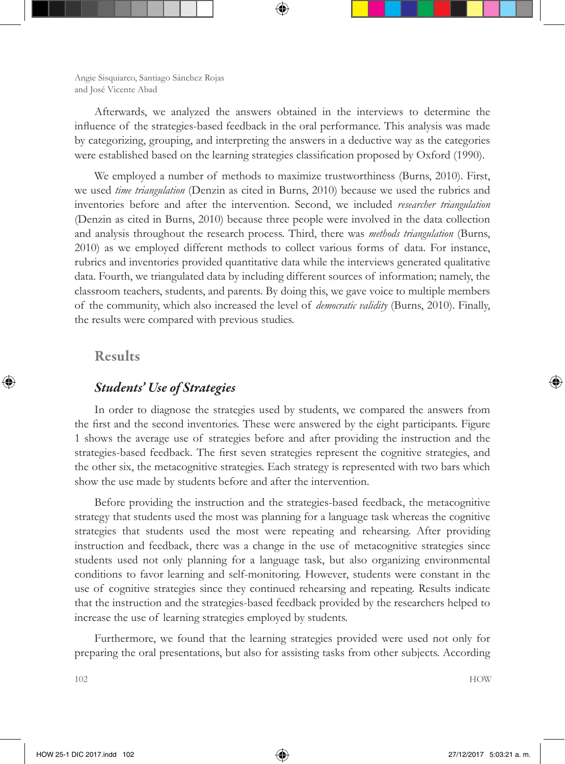Afterwards, we analyzed the answers obtained in the interviews to determine the influence of the strategies-based feedback in the oral performance. This analysis was made by categorizing, grouping, and interpreting the answers in a deductive way as the categories were established based on the learning strategies classification proposed by Oxford (1990).

We employed a number of methods to maximize trustworthiness (Burns, 2010). First, we used *time triangulation* (Denzin as cited in Burns, 2010) because we used the rubrics and inventories before and after the intervention. Second, we included *researcher triangulation* (Denzin as cited in Burns, 2010) because three people were involved in the data collection and analysis throughout the research process. Third, there was *methods triangulation* (Burns, 2010) as we employed different methods to collect various forms of data. For instance, rubrics and inventories provided quantitative data while the interviews generated qualitative data. Fourth, we triangulated data by including different sources of information; namely, the classroom teachers, students, and parents. By doing this, we gave voice to multiple members of the community, which also increased the level of *democratic validity* (Burns, 2010). Finally, the results were compared with previous studies.

## Results

### *Students' Use of Strategies*

In order to diagnose the strategies used by students, we compared the answers from the first and the second inventories. These were answered by the eight participants. Figure 1 shows the average use of strategies before and after providing the instruction and the strategies-based feedback. The first seven strategies represent the cognitive strategies, and the other six, the metacognitive strategies. Each strategy is represented with two bars which show the use made by students before and after the intervention.

Before providing the instruction and the strategies-based feedback, the metacognitive strategy that students used the most was planning for a language task whereas the cognitive strategies that students used the most were repeating and rehearsing. After providing instruction and feedback, there was a change in the use of metacognitive strategies since students used not only planning for a language task, but also organizing environmental conditions to favor learning and self-monitoring. However, students were constant in the use of cognitive strategies since they continued rehearsing and repeating. Results indicate that the instruction and the strategies-based feedback provided by the researchers helped to increase the use of learning strategies employed by students.

Furthermore, we found that the learning strategies provided were used not only for preparing the oral presentations, but also for assisting tasks from other subjects. According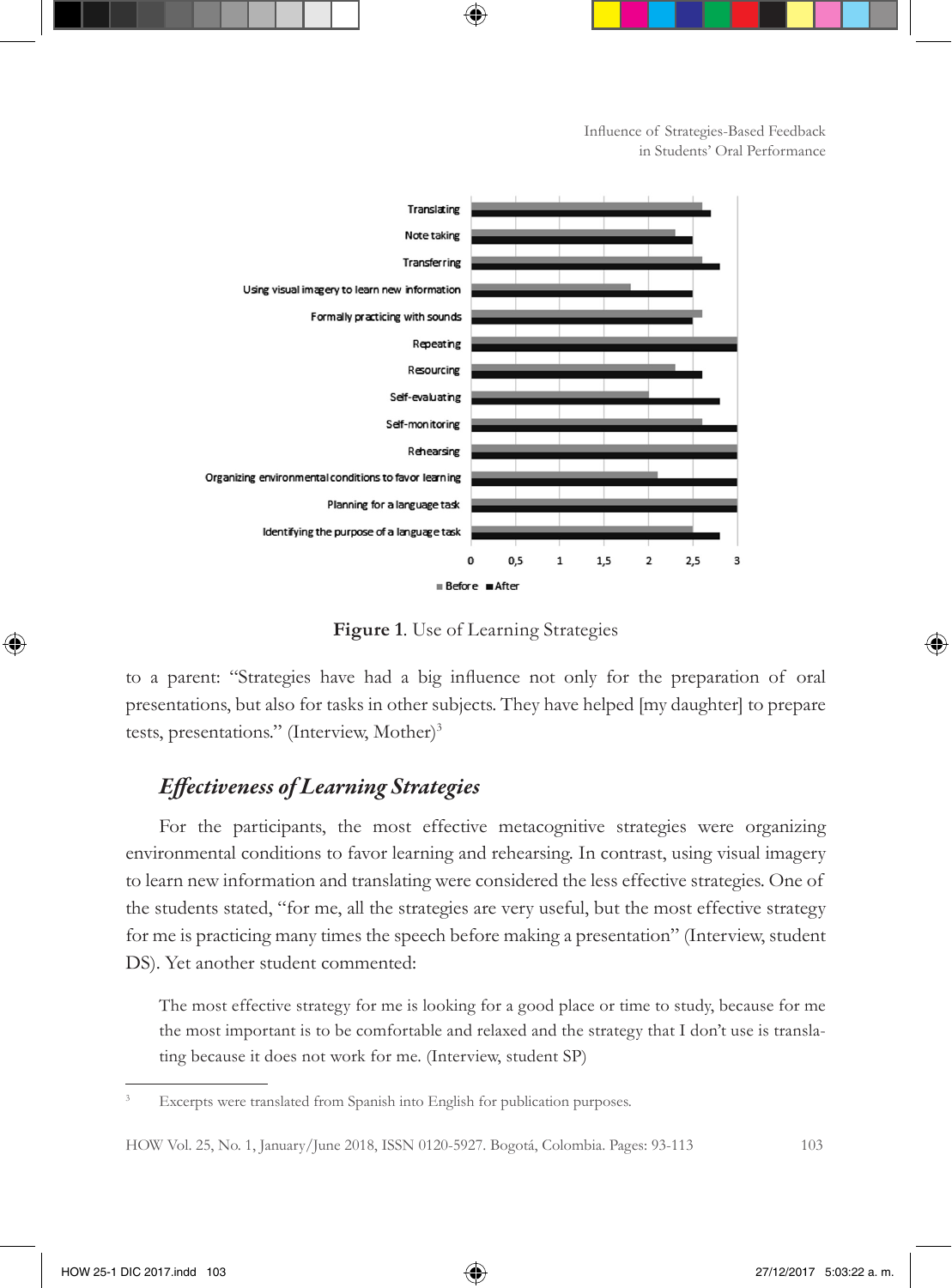**Figure 1**. Use of Learning Strategies

to a parent: "Strategies have had a big influence not only for the preparation of oral presentations, but also for tasks in other subjects. They have helped [my daughter] to prepare tests, presentations." (Interview, Mother)[3]

### *Effectiveness of Learning Strategies*

For the participants, the most effective metacognitive strategies were organizing environmental conditions to favor learning and rehearsing. In contrast, using visual imagery to learn new information and translating were considered the less effective strategies. One of the students stated, "for me, all the strategies are very useful, but the most effective strategy for me is practicing many times the speech before making a presentation" (Interview, student DS). Yet another student commented:

> The most effective strategy for me is looking for a good place or time to study, because for me the most important is to be comfortable and relaxed and the strategy that I don't use is translating because it does not work for me. (Interview, student SP)

---

[3] Excerpts were translated from Spanish into English for publication purposes.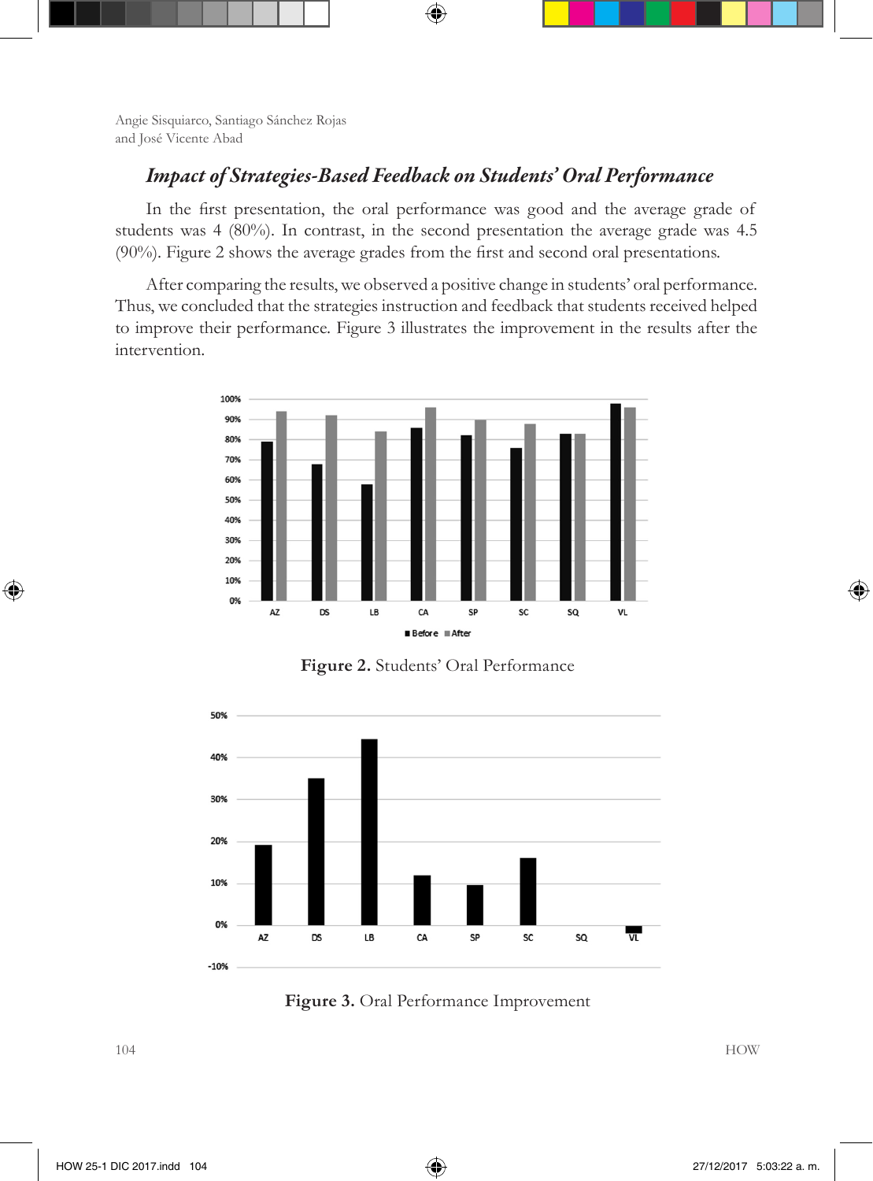### *Impact of Strategies-Based Feedback on Students' Oral Performance*

In the first presentation, the oral performance was good and the average grade of students was 4 (80%). In contrast, in the second presentation the average grade was 4.5 (90%). Figure 2 shows the average grades from the first and second oral presentations.

After comparing the results, we observed a positive change in students' oral performance. Thus, we concluded that the strategies instruction and feedback that students received helped to improve their performance. Figure 3 illustrates the improvement in the results after the intervention.

**Figure 2.** Students' Oral Performance

**Figure 3.** Oral Performance Improvement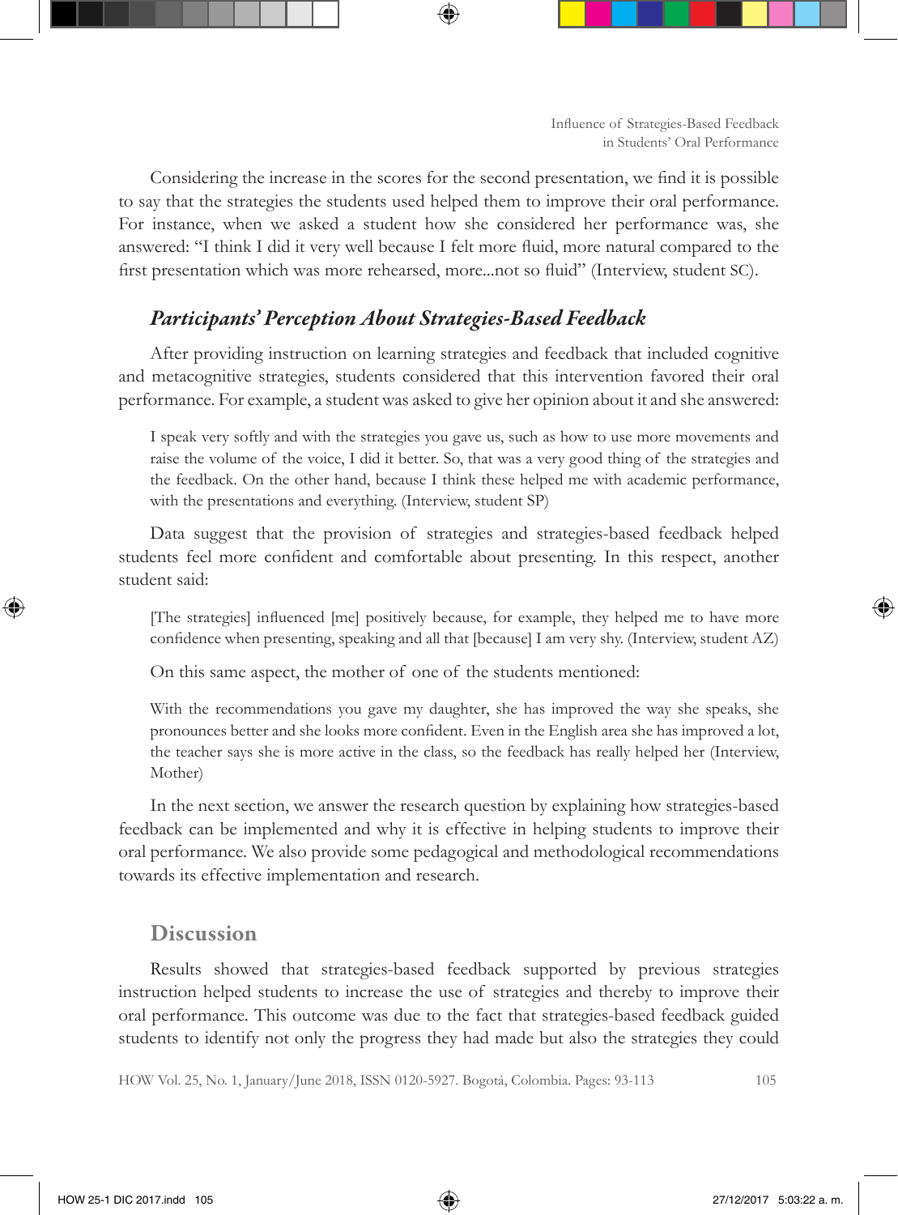Considering the increase in the scores for the second presentation, we find it is possible to say that the strategies the students used helped them to improve their oral performance. For instance, when we asked a student how she considered her performance was, she answered: "I think I did it very well because I felt more fluid, more natural compared to the first presentation which was more rehearsed, more...not so fluid" (Interview, student SC).

### *Participants' Perception About Strategies-Based Feedback*

After providing instruction on learning strategies and feedback that included cognitive and metacognitive strategies, students considered that this intervention favored their oral performance. For example, a student was asked to give her opinion about it and she answered:

> I speak very softly and with the strategies you gave us, such as how to use more movements and raise the volume of the voice, I did it better. So, that was a very good thing of the strategies and the feedback. On the other hand, because I think these helped me with academic performance, with the presentations and everything. (Interview, student SP)

Data suggest that the provision of strategies and strategies-based feedback helped students feel more confident and comfortable about presenting. In this respect, another student said:

> [The strategies] influenced [me] positively because, for example, they helped me to have more confidence when presenting, speaking and all that [because] I am very shy. (Interview, student AZ)

On this same aspect, the mother of one of the students mentioned:

> With the recommendations you gave my daughter, she has improved the way she speaks, she pronounces better and she looks more confident. Even in the English area she has improved a lot, the teacher says she is more active in the class, so the feedback has really helped her (Interview, Mother)

In the next section, we answer the research question by explaining how strategies-based feedback can be implemented and why it is effective in helping students to improve their oral performance. We also provide some pedagogical and methodological recommendations towards its effective implementation and research.

## Discussion

Results showed that strategies-based feedback supported by previous strategies instruction helped students to increase the use of strategies and thereby to improve their oral performance. This outcome was due to the fact that strategies-based feedback guided students to identify not only the progress they had made but also the strategies they could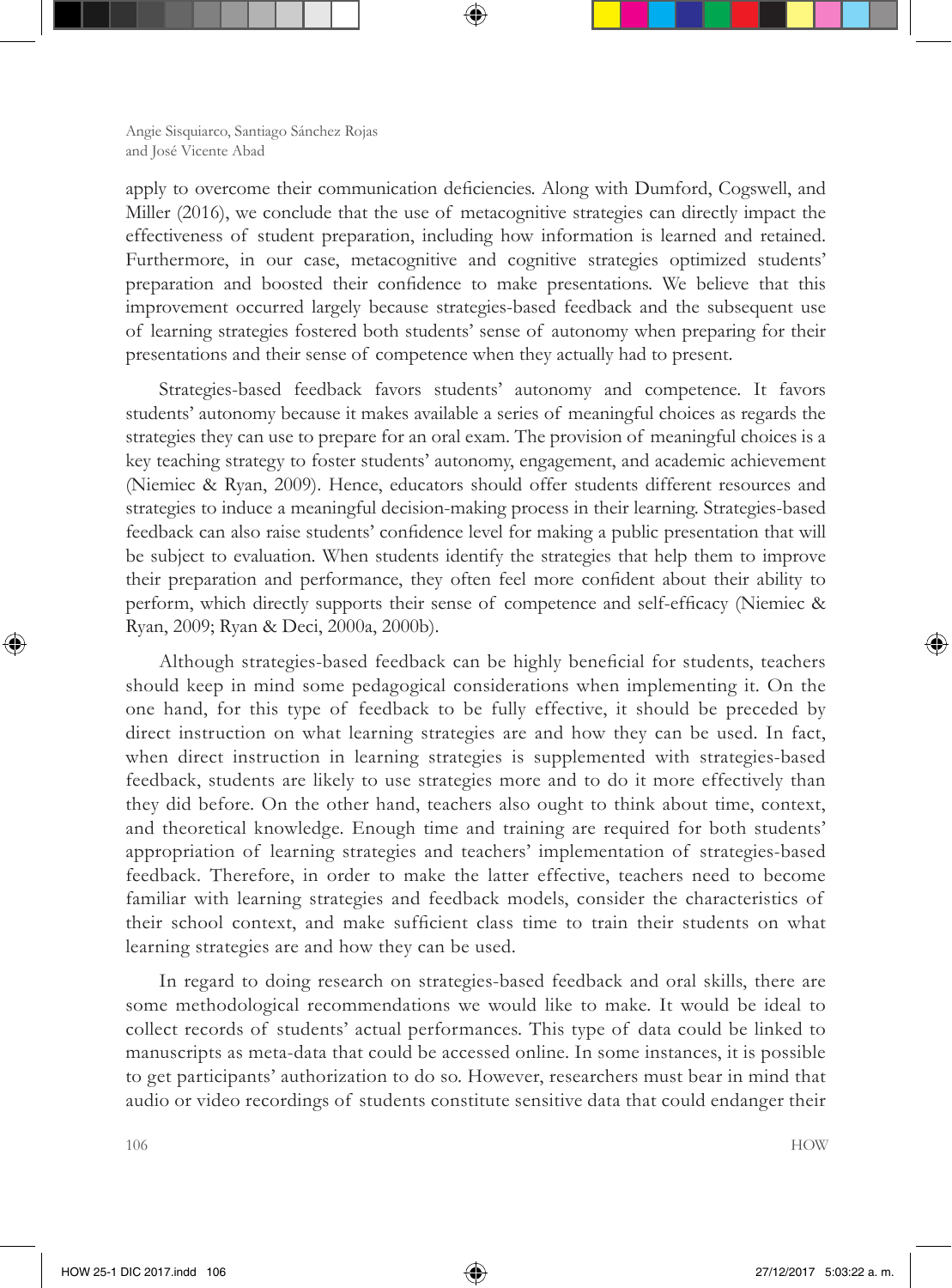apply to overcome their communication deficiencies. Along with Dumford, Cogswell, and Miller (2016), we conclude that the use of metacognitive strategies can directly impact the effectiveness of student preparation, including how information is learned and retained. Furthermore, in our case, metacognitive and cognitive strategies optimized students' preparation and boosted their confidence to make presentations. We believe that this improvement occurred largely because strategies-based feedback and the subsequent use of learning strategies fostered both students' sense of autonomy when preparing for their presentations and their sense of competence when they actually had to present.

Strategies-based feedback favors students' autonomy and competence. It favors students' autonomy because it makes available a series of meaningful choices as regards the strategies they can use to prepare for an oral exam. The provision of meaningful choices is a key teaching strategy to foster students' autonomy, engagement, and academic achievement (Niemiec & Ryan, 2009). Hence, educators should offer students different resources and strategies to induce a meaningful decision-making process in their learning. Strategies-based feedback can also raise students' confidence level for making a public presentation that will be subject to evaluation. When students identify the strategies that help them to improve their preparation and performance, they often feel more confident about their ability to perform, which directly supports their sense of competence and self-efficacy (Niemiec & Ryan, 2009; Ryan & Deci, 2000a, 2000b).

Although strategies-based feedback can be highly beneficial for students, teachers should keep in mind some pedagogical considerations when implementing it. On the one hand, for this type of feedback to be fully effective, it should be preceded by direct instruction on what learning strategies are and how they can be used. In fact, when direct instruction in learning strategies is supplemented with strategies-based feedback, students are likely to use strategies more and to do it more effectively than they did before. On the other hand, teachers also ought to think about time, context, and theoretical knowledge. Enough time and training are required for both students' appropriation of learning strategies and teachers' implementation of strategies-based feedback. Therefore, in order to make the latter effective, teachers need to become familiar with learning strategies and feedback models, consider the characteristics of their school context, and make sufficient class time to train their students on what learning strategies are and how they can be used.

In regard to doing research on strategies-based feedback and oral skills, there are some methodological recommendations we would like to make. It would be ideal to collect records of students' actual performances. This type of data could be linked to manuscripts as meta-data that could be accessed online. In some instances, it is possible to get participants' authorization to do so. However, researchers must bear in mind that audio or video recordings of students constitute sensitive data that could endanger their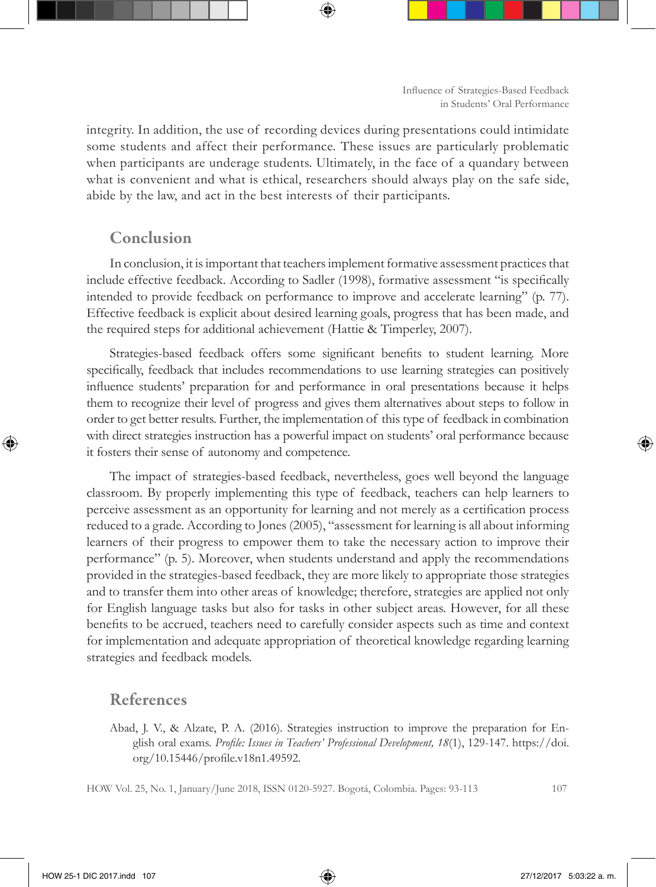integrity. In addition, the use of recording devices during presentations could intimidate some students and affect their performance. These issues are particularly problematic when participants are underage students. Ultimately, in the face of a quandary between what is convenient and what is ethical, researchers should always play on the safe side, abide by the law, and act in the best interests of their participants.

## Conclusion

In conclusion, it is important that teachers implement formative assessment practices that include effective feedback. According to Sadler (1998), formative assessment "is specifically intended to provide feedback on performance to improve and accelerate learning" (p. 77). Effective feedback is explicit about desired learning goals, progress that has been made, and the required steps for additional achievement (Hattie & Timperley, 2007).

Strategies-based feedback offers some significant benefits to student learning. More specifically, feedback that includes recommendations to use learning strategies can positively influence students' preparation for and performance in oral presentations because it helps them to recognize their level of progress and gives them alternatives about steps to follow in order to get better results. Further, the implementation of this type of feedback in combination with direct strategies instruction has a powerful impact on students' oral performance because it fosters their sense of autonomy and competence.

The impact of strategies-based feedback, nevertheless, goes well beyond the language classroom. By properly implementing this type of feedback, teachers can help learners to perceive assessment as an opportunity for learning and not merely as a certification process reduced to a grade. According to Jones (2005), "assessment for learning is all about informing learners of their progress to empower them to take the necessary action to improve their performance" (p. 5). Moreover, when students understand and apply the recommendations provided in the strategies-based feedback, they are more likely to appropriate those strategies and to transfer them into other areas of knowledge; therefore, strategies are applied not only for English language tasks but also for tasks in other subject areas. However, for all these benefits to be accrued, teachers need to carefully consider aspects such as time and context for implementation and adequate appropriation of theoretical knowledge regarding learning strategies and feedback models.

## References

Abad, J. V., & Alzate, P. A. (2016). Strategies instruction to improve the preparation for English oral exams. *Profile: Issues in Teachers' Professional Development, 18*(1), 129-147. https://doi.org/10.15446/profile.v18n1.49592.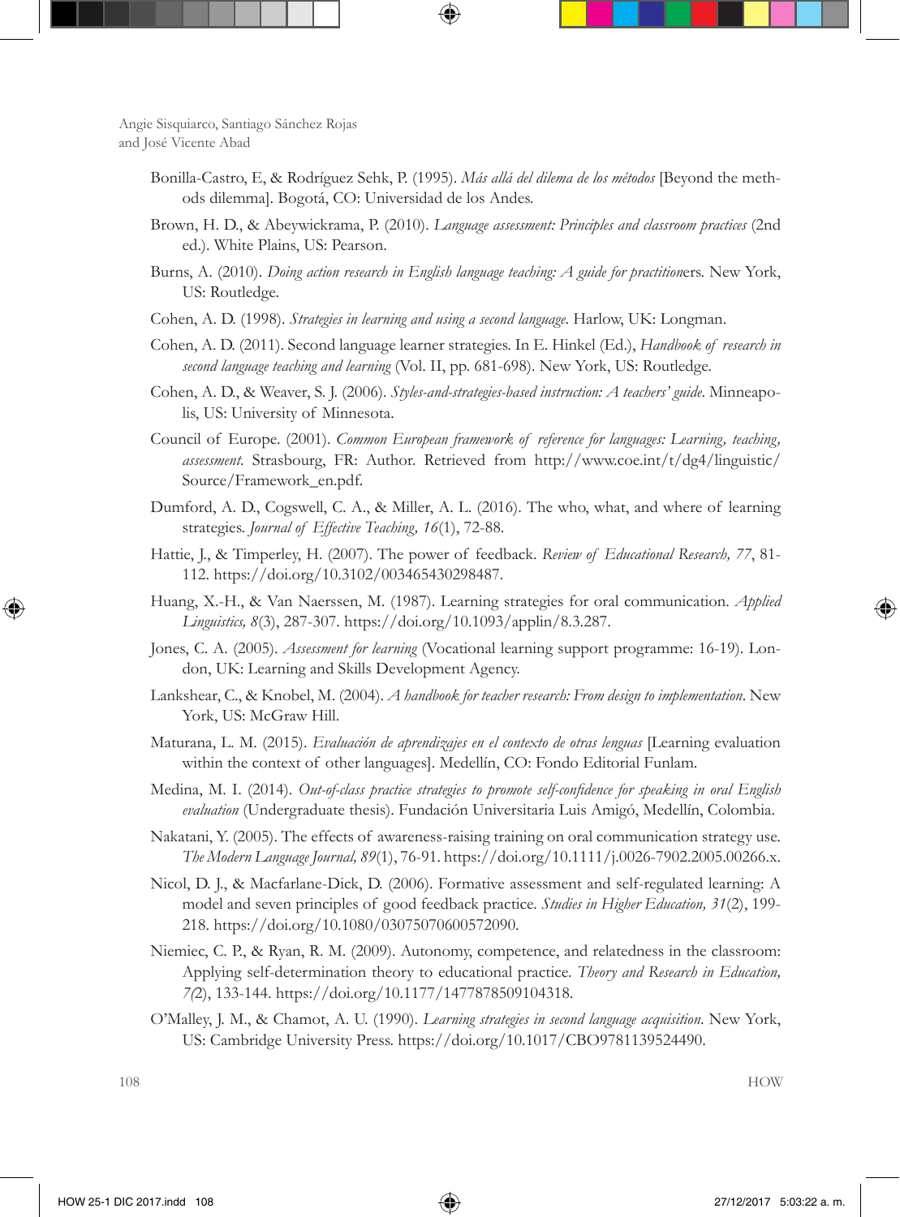Bonilla-Castro, E, & Rodríguez Sehk, P. (1995). *Más allá del dilema de los métodos* [Beyond the methods dilemma]. Bogotá, CO: Universidad de los Andes.

Brown, H. D., & Abeywickrama, P. (2010). *Language assessment: Principles and classroom practices* (2nd ed.). White Plains, US: Pearson.

Burns, A. (2010). *Doing action research in English language teaching: A guide for practitioners*. New York, US: Routledge.

Cohen, A. D. (1998). *Strategies in learning and using a second language*. Harlow, UK: Longman.

Cohen, A. D. (2011). Second language learner strategies. In E. Hinkel (Ed.), *Handbook of research in second language teaching and learning* (Vol. II, pp. 681-698). New York, US: Routledge.

Cohen, A. D., & Weaver, S. J. (2006). *Styles-and-strategies-based instruction: A teachers' guide*. Minneapolis, US: University of Minnesota.

Council of Europe. (2001). *Common European framework of reference for languages: Learning, teaching, assessment*. Strasbourg, FR: Author. Retrieved from http://www.coe.int/t/dg4/linguistic/Source/Framework_en.pdf.

Dumford, A. D., Cogswell, C. A., & Miller, A. L. (2016). The who, what, and where of learning strategies. *Journal of Effective Teaching, 16*(1), 72-88.

Hattie, J., & Timperley, H. (2007). The power of feedback. *Review of Educational Research, 77*, 81-112. https://doi.org/10.3102/003465430298487.

Huang, X.-H., & Van Naerssen, M. (1987). Learning strategies for oral communication. *Applied Linguistics, 8*(3), 287-307. https://doi.org/10.1093/applin/8.3.287.

Jones, C. A. (2005). *Assessment for learning* (Vocational learning support programme: 16-19). London, UK: Learning and Skills Development Agency.

Lankshear, C., & Knobel, M. (2004). *A handbook for teacher research: From design to implementation*. New York, US: McGraw Hill.

Maturana, L. M. (2015). *Evaluación de aprendizajes en el contexto de otras lenguas* [Learning evaluation within the context of other languages]. Medellín, CO: Fondo Editorial Funlam.

Medina, M. I. (2014). *Out-of-class practice strategies to promote self-confidence for speaking in oral English evaluation* (Undergraduate thesis). Fundación Universitaria Luis Amigó, Medellín, Colombia.

Nakatani, Y. (2005). The effects of awareness-raising training on oral communication strategy use. *The Modern Language Journal, 89*(1), 76-91. https://doi.org/10.1111/j.0026-7902.2005.00266.x.

Nicol, D. J., & Macfarlane-Dick, D. (2006). Formative assessment and self-regulated learning: A model and seven principles of good feedback practice. *Studies in Higher Education, 31*(2), 199-218. https://doi.org/10.1080/03075070600572090.

Niemiec, C. P., & Ryan, R. M. (2009). Autonomy, competence, and relatedness in the classroom: Applying self-determination theory to educational practice. *Theory and Research in Education, 7(2*), 133-144. https://doi.org/10.1177/1477878509104318.

O'Malley, J. M., & Chamot, A. U. (1990). *Learning strategies in second language acquisition*. New York, US: Cambridge University Press. https://doi.org/10.1017/CBO9781139524490.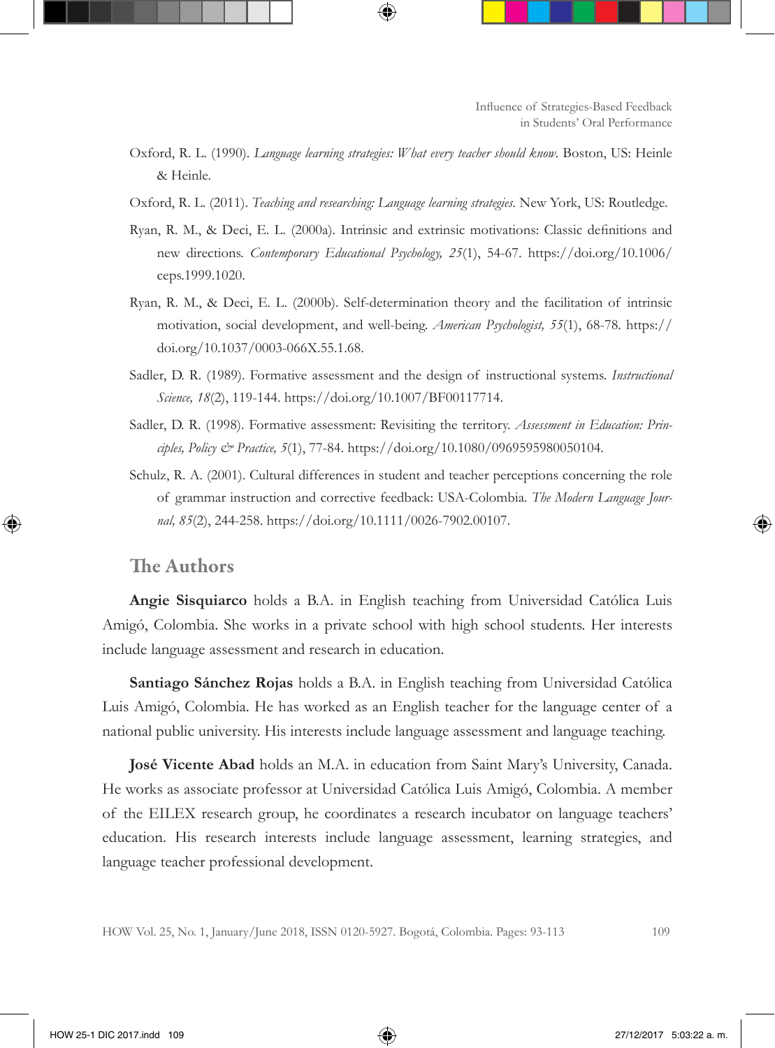Oxford, R. L. (1990). *Language learning strategies: What every teacher should know*. Boston, US: Heinle & Heinle.

Oxford, R. L. (2011). *Teaching and researching: Language learning strategies*. New York, US: Routledge.

Ryan, R. M., & Deci, E. L. (2000a). Intrinsic and extrinsic motivations: Classic definitions and new directions. *Contemporary Educational Psychology, 25*(1), 54-67. https://doi.org/10.1006/ceps.1999.1020.

Ryan, R. M., & Deci, E. L. (2000b). Self-determination theory and the facilitation of intrinsic motivation, social development, and well-being. *American Psychologist, 55*(1), 68-78. https://doi.org/10.1037/0003-066X.55.1.68.

Sadler, D. R. (1989). Formative assessment and the design of instructional systems. *Instructional Science, 18*(2), 119-144. https://doi.org/10.1007/BF00117714.

Sadler, D. R. (1998). Formative assessment: Revisiting the territory. *Assessment in Education: Principles, Policy & Practice, 5*(1), 77-84. https://doi.org/10.1080/0969595980050104.

Schulz, R. A. (2001). Cultural differences in student and teacher perceptions concerning the role of grammar instruction and corrective feedback: USA-Colombia. *The Modern Language Journal, 85*(2), 244-258. https://doi.org/10.1111/0026-7902.00107.

## The Authors

**Angie Sisquiarco** holds a B.A. in English teaching from Universidad Católica Luis Amigó, Colombia. She works in a private school with high school students. Her interests include language assessment and research in education.

**Santiago Sánchez Rojas** holds a B.A. in English teaching from Universidad Católica Luis Amigó, Colombia. He has worked as an English teacher for the language center of a national public university. His interests include language assessment and language teaching.

**José Vicente Abad** holds an M.A. in education from Saint Mary's University, Canada. He works as associate professor at Universidad Católica Luis Amigó, Colombia. A member of the EILEX research group, he coordinates a research incubator on language teachers' education. His research interests include language assessment, learning strategies, and language teacher professional development.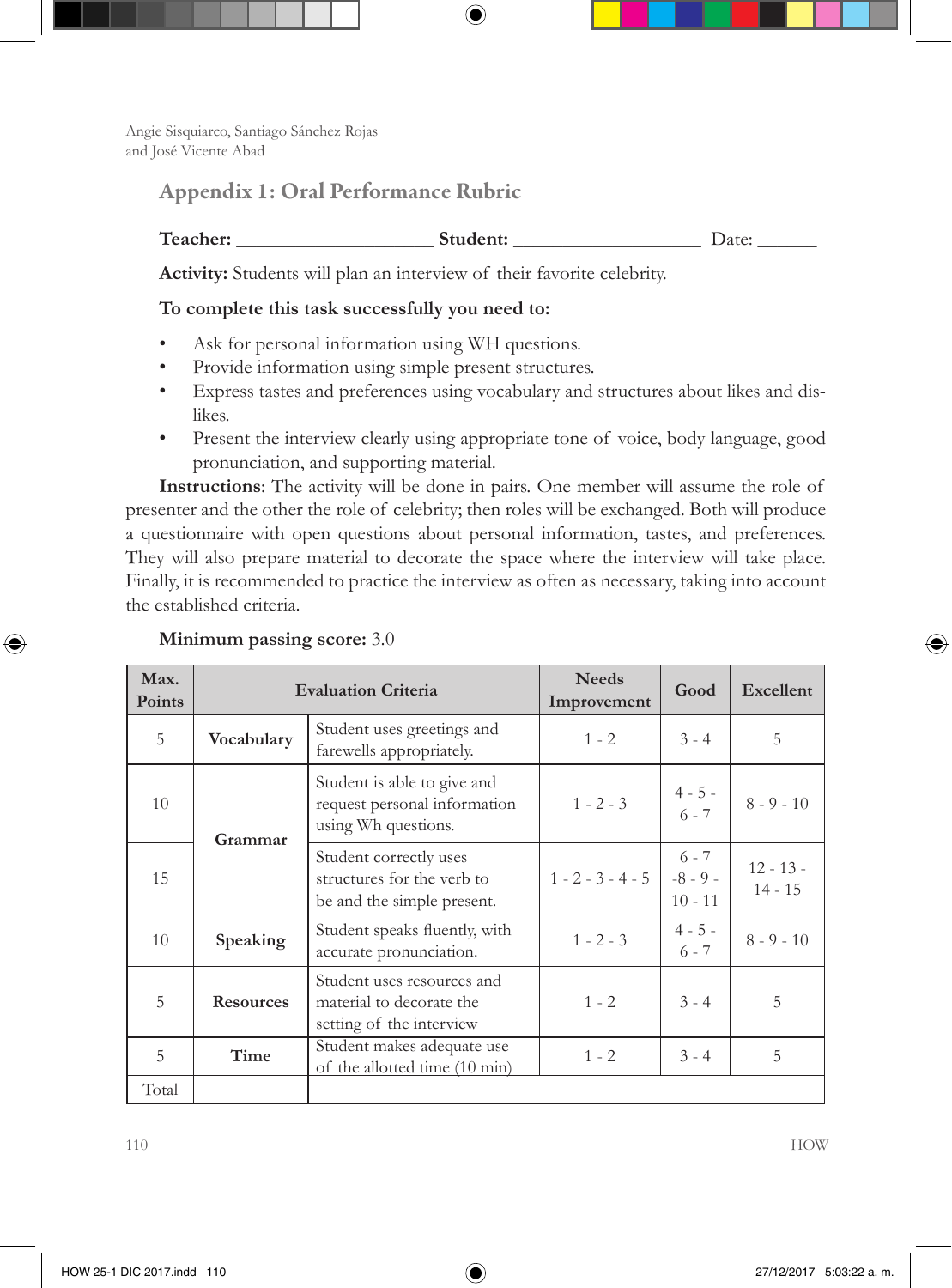## Appendix 1: Oral Performance Rubric

**Teacher:** ____________________ **Student:** ___________________ Date: ______

**Activity:** Students will plan an interview of their favorite celebrity.

**To complete this task successfully you need to:**

- Ask for personal information using WH questions.
- Provide information using simple present structures.
- Express tastes and preferences using vocabulary and structures about likes and dislikes.
- Present the interview clearly using appropriate tone of voice, body language, good pronunciation, and supporting material.

**Instructions**: The activity will be done in pairs. One member will assume the role of presenter and the other the role of celebrity; then roles will be exchanged. Both will produce a questionnaire with open questions about personal information, tastes, and preferences. They will also prepare material to decorate the space where the interview will take place. Finally, it is recommended to practice the interview as often as necessary, taking into account the established criteria.

**Minimum passing score:** 3.0

| Max. Points | Evaluation Criteria | | Needs Improvement | Good | Excellent |
|---|---|---|---|---|---|
| 5 | **Vocabulary** | Student uses greetings and farewells appropriately. | 1 - 2 | 3 - 4 | 5 |
| 10 | **Grammar** | Student is able to give and request personal information using Wh questions. | 1 - 2 - 3 | 4 - 5 - 6 - 7 | 8 - 9 - 10 |
| 15 | | Student correctly uses structures for the verb to be and the simple present. | 1 - 2 - 3 - 4 - 5 | 6 - 7 -8 - 9 - 10 - 11 | 12 - 13 - 14 - 15 |
| 10 | **Speaking** | Student speaks fluently, with accurate pronunciation. | 1 - 2 - 3 | 4 - 5 - 6 - 7 | 8 - 9 - 10 |
| 5 | **Resources** | Student uses resources and material to decorate the setting of the interview | 1 - 2 | 3 - 4 | 5 |
| 5 | **Time** | Student makes adequate use of the allotted time (10 min) | 1 - 2 | 3 - 4 | 5 |
| Total | | | | | |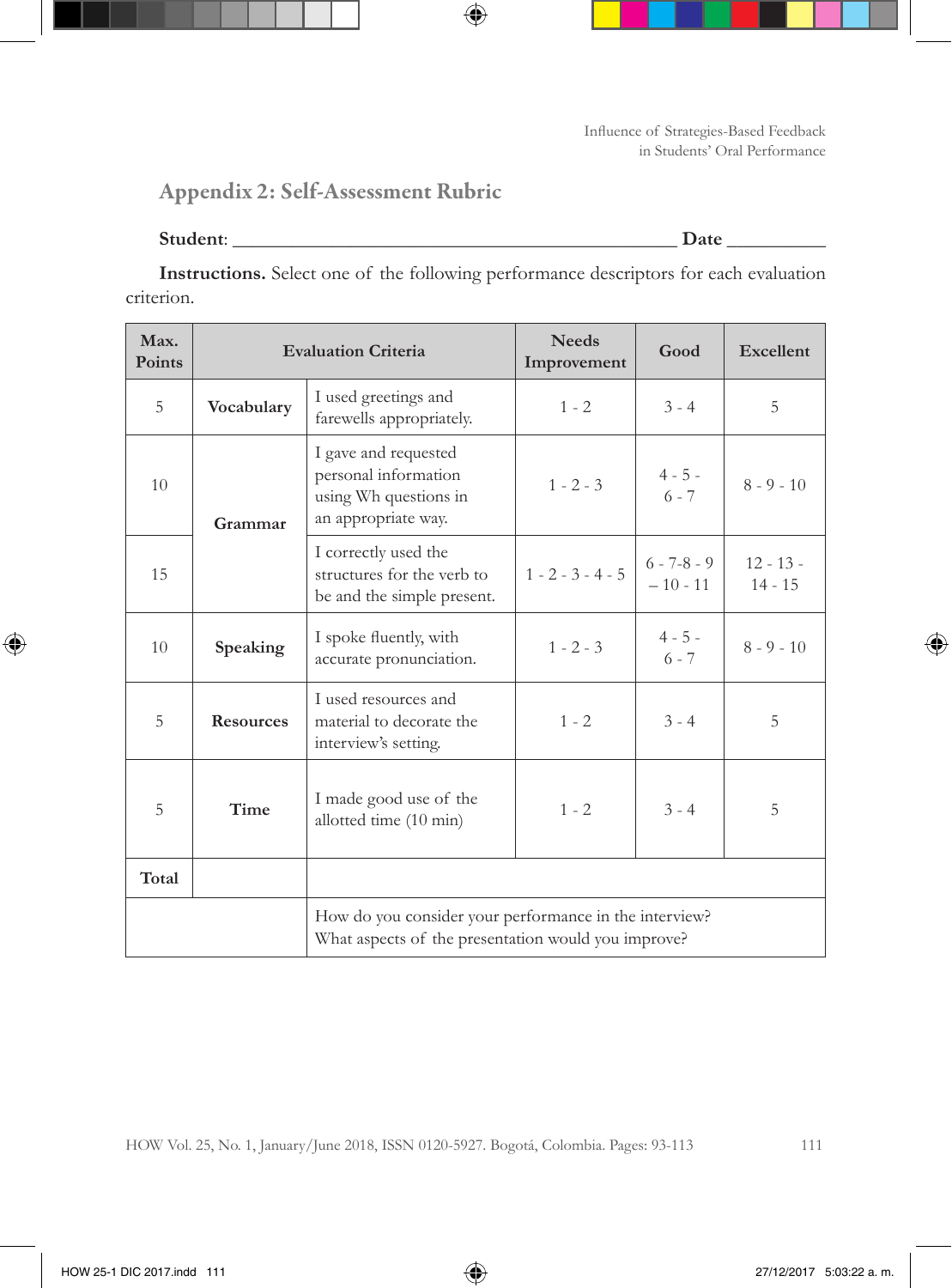## Appendix 2: Self-Assessment Rubric

**Student**: ____________________________________________ **Date** __________

**Instructions.** Select one of the following performance descriptors for each evaluation criterion.

| Max. Points | Evaluation Criteria | | Needs Improvement | Good | Excellent |
|---|---|---|---|---|---|
| 5 | **Vocabulary** | I used greetings and farewells appropriately. | 1 - 2 | 3 - 4 | 5 |
| 10 | **Grammar** | I gave and requested personal information using Wh questions in an appropriate way. | 1 - 2 - 3 | 4 - 5 - 6 - 7 | 8 - 9 - 10 |
| 15 | | I correctly used the structures for the verb to be and the simple present. | 1 - 2 - 3 - 4 - 5 | 6 - 7-8 - 9 – 10 - 11 | 12 - 13 - 14 - 15 |
| 10 | **Speaking** | I spoke fluently, with accurate pronunciation. | 1 - 2 - 3 | 4 - 5 - 6 - 7 | 8 - 9 - 10 |
| 5 | **Resources** | I used resources and material to decorate the interview's setting. | 1 - 2 | 3 - 4 | 5 |
| 5 | **Time** | I made good use of the allotted time (10 min) | 1 - 2 | 3 - 4 | 5 |
| **Total** | | | | | |
| | | How do you consider your performance in the interview? What aspects of the presentation would you improve? | | | |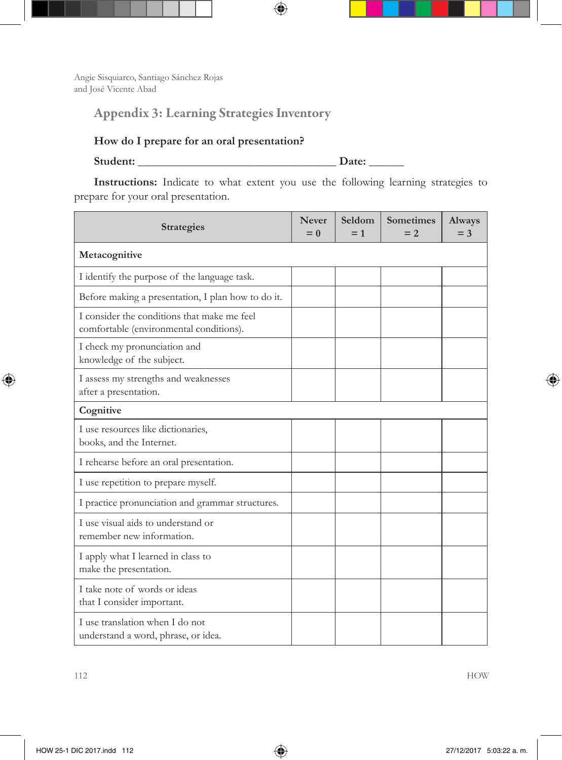## Appendix 3: Learning Strategies Inventory

**How do I prepare for an oral presentation?**

**Student:** ___________________________________ **Date:** ______

**Instructions:** Indicate to what extent you use the following learning strategies to prepare for your oral presentation.

| Strategies | Never = 0 | Seldom = 1 | Sometimes = 2 | Always = 3 |
|---|---|---|---|---|
| **Metacognitive** | | | | |
| I identify the purpose of the language task. | | | | |
| Before making a presentation, I plan how to do it. | | | | |
| I consider the conditions that make me feel comfortable (environmental conditions). | | | | |
| I check my pronunciation and knowledge of the subject. | | | | |
| I assess my strengths and weaknesses after a presentation. | | | | |
| **Cognitive** | | | | |
| I use resources like dictionaries, books, and the Internet. | | | | |
| I rehearse before an oral presentation. | | | | |
| I use repetition to prepare myself. | | | | |
| I practice pronunciation and grammar structures. | | | | |
| I use visual aids to understand or remember new information. | | | | |
| I apply what I learned in class to make the presentation. | | | | |
| I take note of words or ideas that I consider important. | | | | |
| I use translation when I do not understand a word, phrase, or idea. | | | | |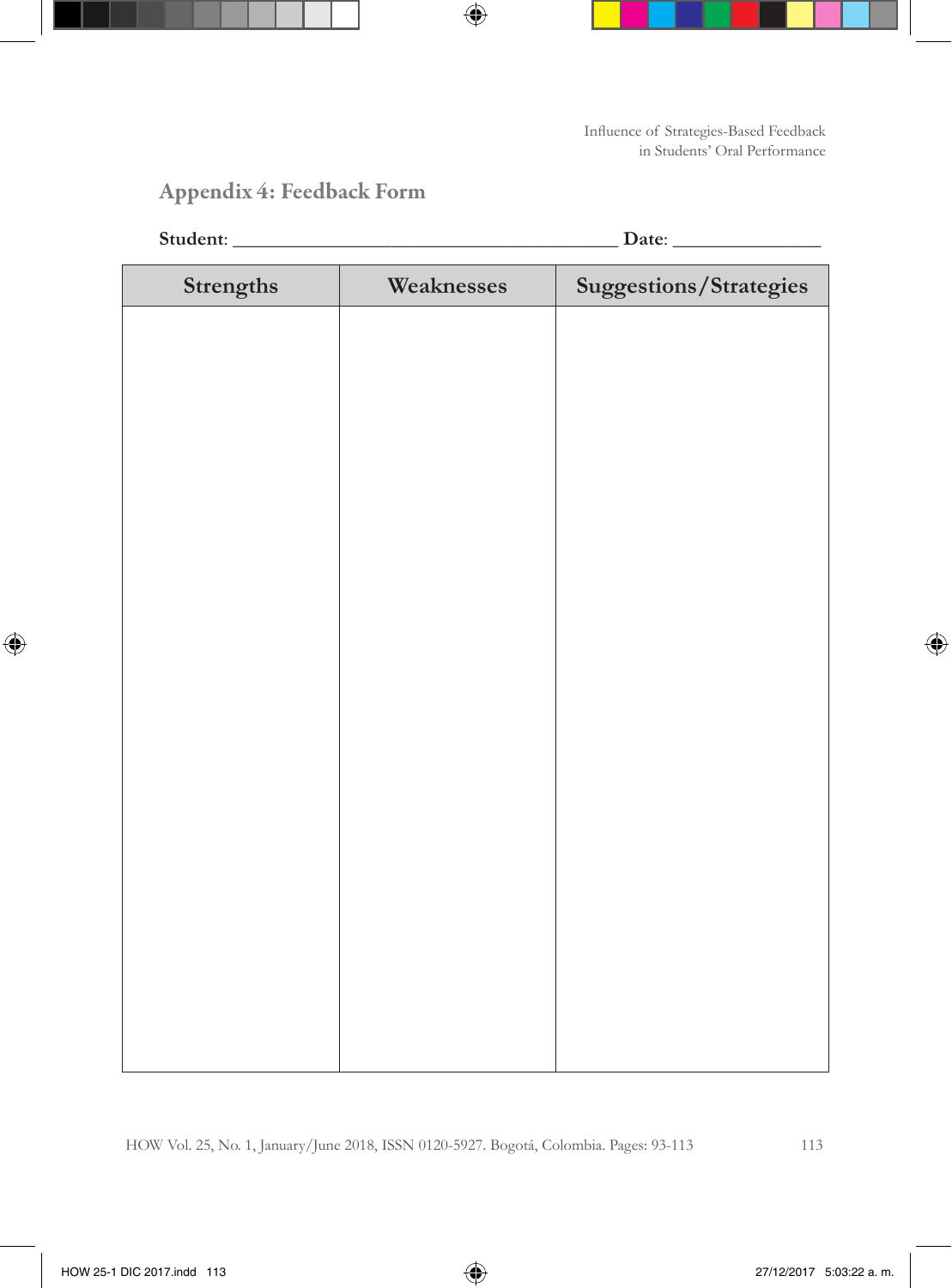## Appendix 4: Feedback Form

**Student**: ________________________________________ **Date**: _______________

| Strengths | Weaknesses | Suggestions/Strategies |
|---|---|---|
| | | |